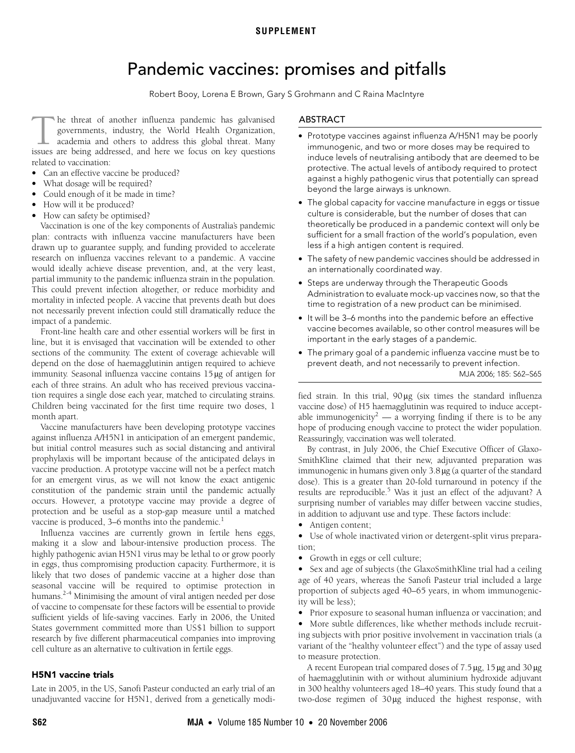SUPPLEMENT

# Pandemic vaccines: promises and pitfalls

Robert Booy, Lorena E Brown, Gary S Grohmann and C Raina MacIntyre

## ABSTRACT

- Prototype vaccines against influenza A/H5N1 may be poorly immunogenic, and two or more doses may be required to induce levels of neutralising antibody that are deemed to be protective. The actual levels of antibody required to protect against a highly pathogenic virus that potentially can spread beyond the large airways is unknown.
- The global capacity for vaccine manufacture in eggs or tissue culture is considerable, but the number of doses that can theoretically be produced in a pandemic context will only be sufficient for a small fraction of the world's population, even less if a high antigen content is required.
- The safety of new pandemic vaccines should be addressed in an internationally coordinated way.
- Steps are underway through the Therapeutic Goods Administration to evaluate mock-up vaccines now, so that the time to registration of a new product can be minimised.
- It will be 3–6 months into the pandemic before an effective vaccine becomes available, so other control measures will be important in the early stages of a pandemic.
- The primary goal of a pandemic influenza vaccine must be to prevent death, and not necessarily to prevent infection.

MJA 2006; 185: S62–S65

The threat of another influenza pandemic has galvanised governments, industry, the World Health Organization, academia and others to address this global threat. Many issues are being addressed, and here we focus on key questions related to vaccination:

- Can an effective vaccine be produced?
- What dosage will be required?
- Could enough of it be made in time?
- How will it be produced?
- How can safety be optimised?

Vaccination is one of the key components of Australia's pandemic plan: contracts with influenza vaccine manufacturers have been drawn up to guarantee supply, and funding provided to accelerate research on influenza vaccines relevant to a pandemic. A vaccine would ideally achieve disease prevention, and, at the very least, partial immunity to the pandemic influenza strain in the population. This could prevent infection altogether, or reduce morbidity and mortality in infected people. A vaccine that prevents death but does not necessarily prevent infection could still dramatically reduce the impact of a pandemic.

Front-line health care and other essential workers will be first in line, but it is envisaged that vaccination will be extended to other sections of the community. The extent of coverage achievable will depend on the dose of haemagglutinin antigen required to achieve immunity. Seasonal influenza vaccine contains 15 μg of antigen for each of three strains. An adult who has received previous vaccination requires a single dose each year, matched to circulating strains. Children being vaccinated for the first time require two doses, 1 month apart.

Vaccine manufacturers have been developing prototype vaccines against influenza A/H5N1 in anticipation of an emergent pandemic, but initial control measures such as social distancing and antiviral prophylaxis will be important because of the anticipated delays in vaccine production. A prototype vaccine will not be a perfect match for an emergent virus, as we will not know the exact antigenic constitution of the pandemic strain until the pandemic actually occurs. However, a prototype vaccine may provide a degree of protection and be useful as a stop-gap measure until a matched vaccine is produced, 3–6 months into the pandemic.[1]

Influenza vaccines are currently grown in fertile hens eggs, making it a slow and labour-intensive production process. The highly pathogenic avian H5N1 virus may be lethal to or grow poorly in eggs, thus compromising production capacity. Furthermore, it is likely that two doses of pandemic vaccine at a higher dose than seasonal vaccine will be required to optimise protection in humans.[2-4] Minimising the amount of viral antigen needed per dose of vaccine to compensate for these factors will be essential to provide sufficient yields of life-saving vaccines. Early in 2006, the United States government committed more than US$1 billion to support research by five different pharmaceutical companies into improving cell culture as an alternative to cultivation in fertile eggs.

### H5N1 vaccine trials

Late in 2005, in the US, Sanofi Pasteur conducted an early trial of an unadjuvanted vaccine for H5N1, derived from a genetically modified strain. In this trial, 90 μg (six times the standard influenza vaccine dose) of H5 haemagglutinin was required to induce acceptable immunogenicity[2] — a worrying finding if there is to be any hope of producing enough vaccine to protect the wider population. Reassuringly, vaccination was well tolerated.

By contrast, in July 2006, the Chief Executive Officer of GlaxoSmithKline claimed that their new, adjuvanted preparation was immunogenic in humans given only 3.8 μg (a quarter of the standard dose). This is a greater than 20-fold turnaround in potency if the results are reproducible.[5] Was it just an effect of the adjuvant? A surprising number of variables may differ between vaccine studies, in addition to adjuvant use and type. These factors include:

- Antigen content;
- Use of whole inactivated virion or detergent-split virus preparation;
- Growth in eggs or cell culture;
- Sex and age of subjects (the GlaxoSmithKline trial had a ceiling age of 40 years, whereas the Sanofi Pasteur trial included a large proportion of subjects aged 40–65 years, in whom immunogenicity will be less);
- Prior exposure to seasonal human influenza or vaccination; and
- More subtle differences, like whether methods include recruiting subjects with prior positive involvement in vaccination trials (a variant of the "healthy volunteer effect") and the type of assay used to measure protection.

A recent European trial compared doses of 7.5 μg, 15 μg and 30 μg of haemagglutinin with or without aluminium hydroxide adjuvant in 300 healthy volunteers aged 18–40 years. This study found that a two-dose regimen of 30 μg induced the highest response, with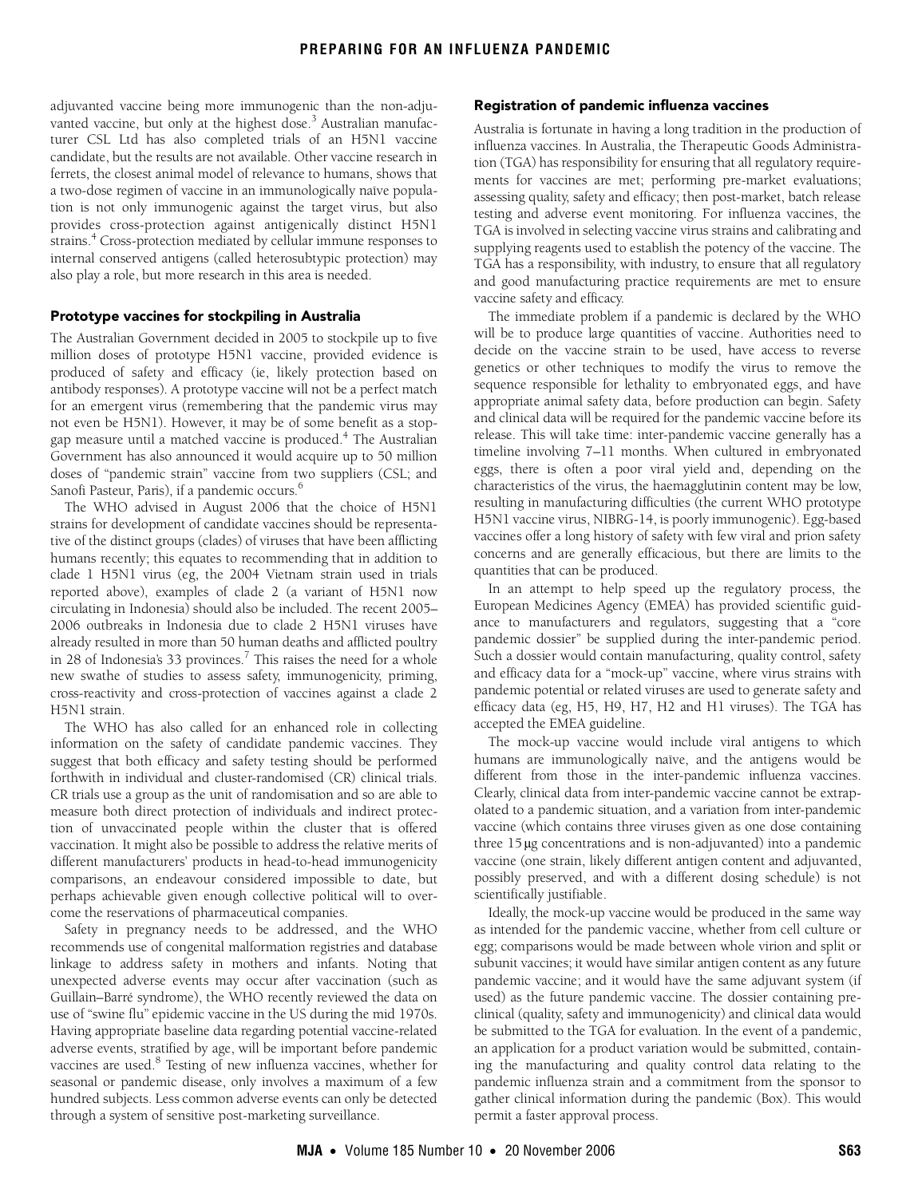adjuvanted vaccine being more immunogenic than the non-adjuvanted vaccine, but only at the highest dose.[3] Australian manufacturer CSL Ltd has also completed trials of an H5N1 vaccine candidate, but the results are not available. Other vaccine research in ferrets, the closest animal model of relevance to humans, shows that a two-dose regimen of vaccine in an immunologically naïve population is not only immunogenic against the target virus, but also provides cross-protection against antigenically distinct H5N1 strains.[4] Cross-protection mediated by cellular immune responses to internal conserved antigens (called heterosubtypic protection) may also play a role, but more research in this area is needed.

## Prototype vaccines for stockpiling in Australia

The Australian Government decided in 2005 to stockpile up to five million doses of prototype H5N1 vaccine, provided evidence is produced of safety and efficacy (ie, likely protection based on antibody responses). A prototype vaccine will not be a perfect match for an emergent virus (remembering that the pandemic virus may not even be H5N1). However, it may be of some benefit as a stopgap measure until a matched vaccine is produced.[4] The Australian Government has also announced it would acquire up to 50 million doses of "pandemic strain" vaccine from two suppliers (CSL; and Sanofi Pasteur, Paris), if a pandemic occurs.[6]

The WHO advised in August 2006 that the choice of H5N1 strains for development of candidate vaccines should be representative of the distinct groups (clades) of viruses that have been afflicting humans recently; this equates to recommending that in addition to clade 1 H5N1 virus (eg, the 2004 Vietnam strain used in trials reported above), examples of clade 2 (a variant of H5N1 now circulating in Indonesia) should also be included. The recent 2005–2006 outbreaks in Indonesia due to clade 2 H5N1 viruses have already resulted in more than 50 human deaths and afflicted poultry in 28 of Indonesia's 33 provinces.[7] This raises the need for a whole new swathe of studies to assess safety, immunogenicity, priming, cross-reactivity and cross-protection of vaccines against a clade 2 H5N1 strain.

The WHO has also called for an enhanced role in collecting information on the safety of candidate pandemic vaccines. They suggest that both efficacy and safety testing should be performed forthwith in individual and cluster-randomised (CR) clinical trials. CR trials use a group as the unit of randomisation and so are able to measure both direct protection of individuals and indirect protection of unvaccinated people within the cluster that is offered vaccination. It might also be possible to address the relative merits of different manufacturers' products in head-to-head immunogenicity comparisons, an endeavour considered impossible to date, but perhaps achievable given enough collective political will to overcome the reservations of pharmaceutical companies.

Safety in pregnancy needs to be addressed, and the WHO recommends use of congenital malformation registries and database linkage to address safety in mothers and infants. Noting that unexpected adverse events may occur after vaccination (such as Guillain–Barré syndrome), the WHO recently reviewed the data on use of "swine flu" epidemic vaccine in the US during the mid 1970s. Having appropriate baseline data regarding potential vaccine-related adverse events, stratified by age, will be important before pandemic vaccines are used.[8] Testing of new influenza vaccines, whether for seasonal or pandemic disease, only involves a maximum of a few hundred subjects. Less common adverse events can only be detected through a system of sensitive post-marketing surveillance.

## Registration of pandemic influenza vaccines

Australia is fortunate in having a long tradition in the production of influenza vaccines. In Australia, the Therapeutic Goods Administration (TGA) has responsibility for ensuring that all regulatory requirements for vaccines are met; performing pre-market evaluations; assessing quality, safety and efficacy; then post-market, batch release testing and adverse event monitoring. For influenza vaccines, the TGA is involved in selecting vaccine virus strains and calibrating and supplying reagents used to establish the potency of the vaccine. The TGA has a responsibility, with industry, to ensure that all regulatory and good manufacturing practice requirements are met to ensure vaccine safety and efficacy.

The immediate problem if a pandemic is declared by the WHO will be to produce large quantities of vaccine. Authorities need to decide on the vaccine strain to be used, have access to reverse genetics or other techniques to modify the virus to remove the sequence responsible for lethality to embryonated eggs, and have appropriate animal safety data, before production can begin. Safety and clinical data will be required for the pandemic vaccine before its release. This will take time: inter-pandemic vaccine generally has a timeline involving 7–11 months. When cultured in embryonated eggs, there is often a poor viral yield and, depending on the characteristics of the virus, the haemagglutinin content may be low, resulting in manufacturing difficulties (the current WHO prototype H5N1 vaccine virus, NIBRG-14, is poorly immunogenic). Egg-based vaccines offer a long history of safety with few viral and prion safety concerns and are generally efficacious, but there are limits to the quantities that can be produced.

In an attempt to help speed up the regulatory process, the European Medicines Agency (EMEA) has provided scientific guidance to manufacturers and regulators, suggesting that a "core pandemic dossier" be supplied during the inter-pandemic period. Such a dossier would contain manufacturing, quality control, safety and efficacy data for a "mock-up" vaccine, where virus strains with pandemic potential or related viruses are used to generate safety and efficacy data (eg, H5, H9, H7, H2 and H1 viruses). The TGA has accepted the EMEA guideline.

The mock-up vaccine would include viral antigens to which humans are immunologically naïve, and the antigens would be different from those in the inter-pandemic influenza vaccines. Clearly, clinical data from inter-pandemic vaccine cannot be extrapolated to a pandemic situation, and a variation from inter-pandemic vaccine (which contains three viruses given as one dose containing three 15 μg concentrations and is non-adjuvanted) into a pandemic vaccine (one strain, likely different antigen content and adjuvanted, possibly preserved, and with a different dosing schedule) is not scientifically justifiable.

Ideally, the mock-up vaccine would be produced in the same way as intended for the pandemic vaccine, whether from cell culture or egg; comparisons would be made between whole virion and split or subunit vaccines; it would have similar antigen content as any future pandemic vaccine; and it would have the same adjuvant system (if used) as the future pandemic vaccine. The dossier containing preclinical (quality, safety and immunogenicity) and clinical data would be submitted to the TGA for evaluation. In the event of a pandemic, an application for a product variation would be submitted, containing the manufacturing and quality control data relating to the pandemic influenza strain and a commitment from the sponsor to gather clinical information during the pandemic (Box). This would permit a faster approval process.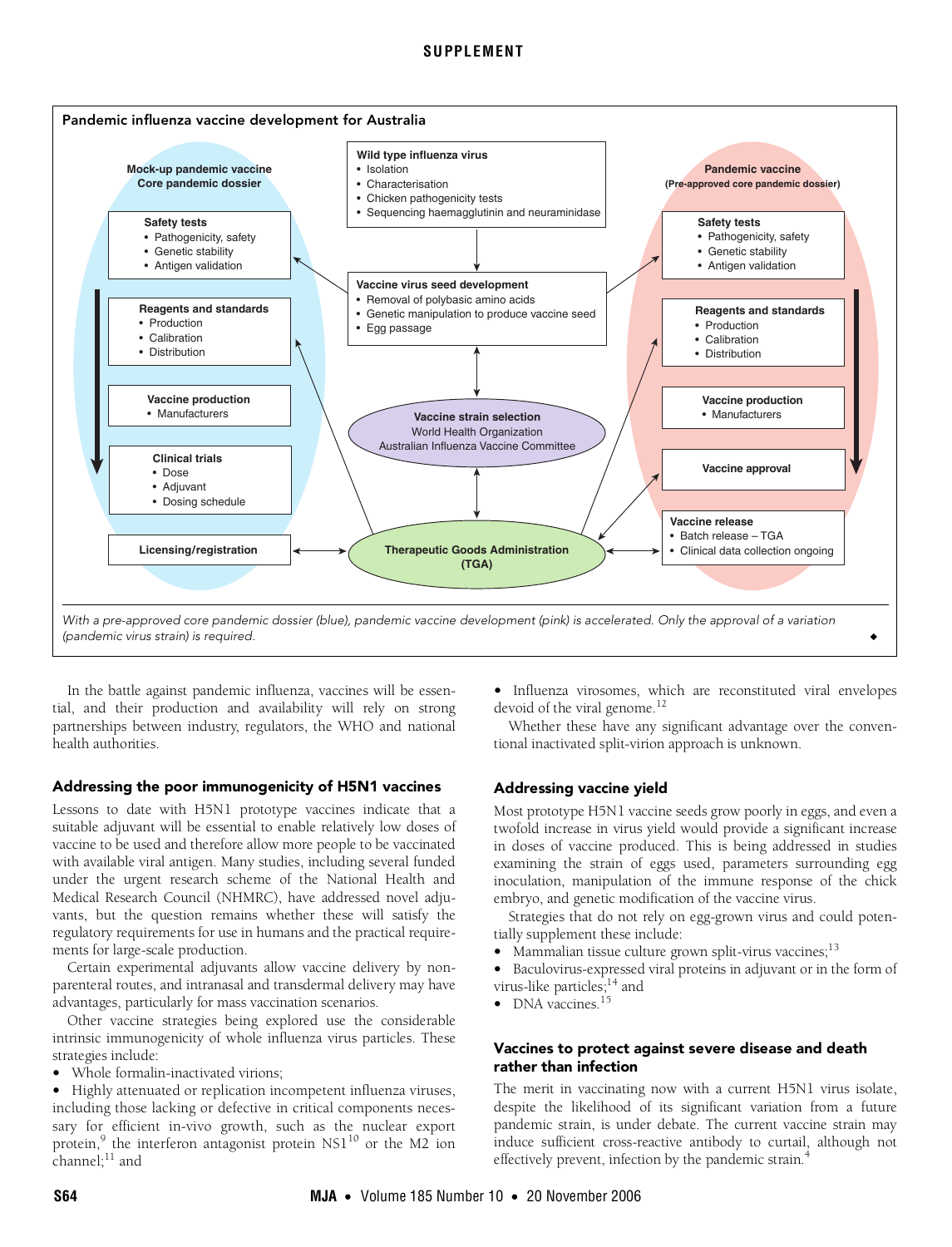**Pandemic influenza vaccine development for Australia**

**Mock-up pandemic vaccine Core pandemic dossier**

**Safety tests**
- Pathogenicity, safety
- Genetic stability
- Antigen validation

**Reagents and standards**
- Production
- Calibration
- Distribution

**Vaccine production**
- Manufacturers

**Clinical trials**
- Dose
- Adjuvant
- Dosing schedule

**Licensing/registration**

**Wild type influenza virus**
- Isolation
- Characterisation
- Chicken pathogenicity tests
- Sequencing haemagglutinin and neuraminidase

**Vaccine virus seed development**
- Removal of polybasic amino acids
- Genetic manipulation to produce vaccine seed
- Egg passage

**Vaccine strain selection**
World Health Organization
Australian Influenza Vaccine Committee

**Therapeutic Goods Administration (TGA)**

**Pandemic vaccine (Pre-approved core pandemic dossier)**

**Safety tests**
- Pathogenicity, safety
- Genetic stability
- Antigen validation

**Reagents and standards**
- Production
- Calibration
- Distribution

**Vaccine production**
- Manufacturers

**Vaccine approval**

**Vaccine release**
- Batch release – TGA
- Clinical data collection ongoing

*With a pre-approved core pandemic dossier (blue), pandemic vaccine development (pink) is accelerated. Only the approval of a variation (pandemic virus strain) is required.*

In the battle against pandemic influenza, vaccines will be essential, and their production and availability will rely on strong partnerships between industry, regulators, the WHO and national health authorities.

## Addressing the poor immunogenicity of H5N1 vaccines

Lessons to date with H5N1 prototype vaccines indicate that a suitable adjuvant will be essential to enable relatively low doses of vaccine to be used and therefore allow more people to be vaccinated with available viral antigen. Many studies, including several funded under the urgent research scheme of the National Health and Medical Research Council (NHMRC), have addressed novel adjuvants, but the question remains whether these will satisfy the regulatory requirements for use in humans and the practical requirements for large-scale production.

Certain experimental adjuvants allow vaccine delivery by non-parenteral routes, and intranasal and transdermal delivery may have advantages, particularly for mass vaccination scenarios.

Other vaccine strategies being explored use the considerable intrinsic immunogenicity of whole influenza virus particles. These strategies include:

- Whole formalin-inactivated virions;
- Highly attenuated or replication incompetent influenza viruses, including those lacking or defective in critical components necessary for efficient in-vivo growth, such as the nuclear export protein,[9] the interferon antagonist protein NS1[10] or the M2 ion channel;[11] and
- Influenza virosomes, which are reconstituted viral envelopes devoid of the viral genome.[12]

Whether these have any significant advantage over the conventional inactivated split-virion approach is unknown.

## Addressing vaccine yield

Most prototype H5N1 vaccine seeds grow poorly in eggs, and even a twofold increase in virus yield would provide a significant increase in doses of vaccine produced. This is being addressed in studies examining the strain of eggs used, parameters surrounding egg inoculation, manipulation of the immune response of the chick embryo, and genetic modification of the vaccine virus.

Strategies that do not rely on egg-grown virus and could potentially supplement these include:

- Mammalian tissue culture grown split-virus vaccines;[13]
- Baculovirus-expressed viral proteins in adjuvant or in the form of virus-like particles;[14] and
- DNA vaccines.[15]

## Vaccines to protect against severe disease and death rather than infection

The merit in vaccinating now with a current H5N1 virus isolate, despite the likelihood of its significant variation from a future pandemic strain, is under debate. The current vaccine strain may induce sufficient cross-reactive antibody to curtail, although not effectively prevent, infection by the pandemic strain.[4]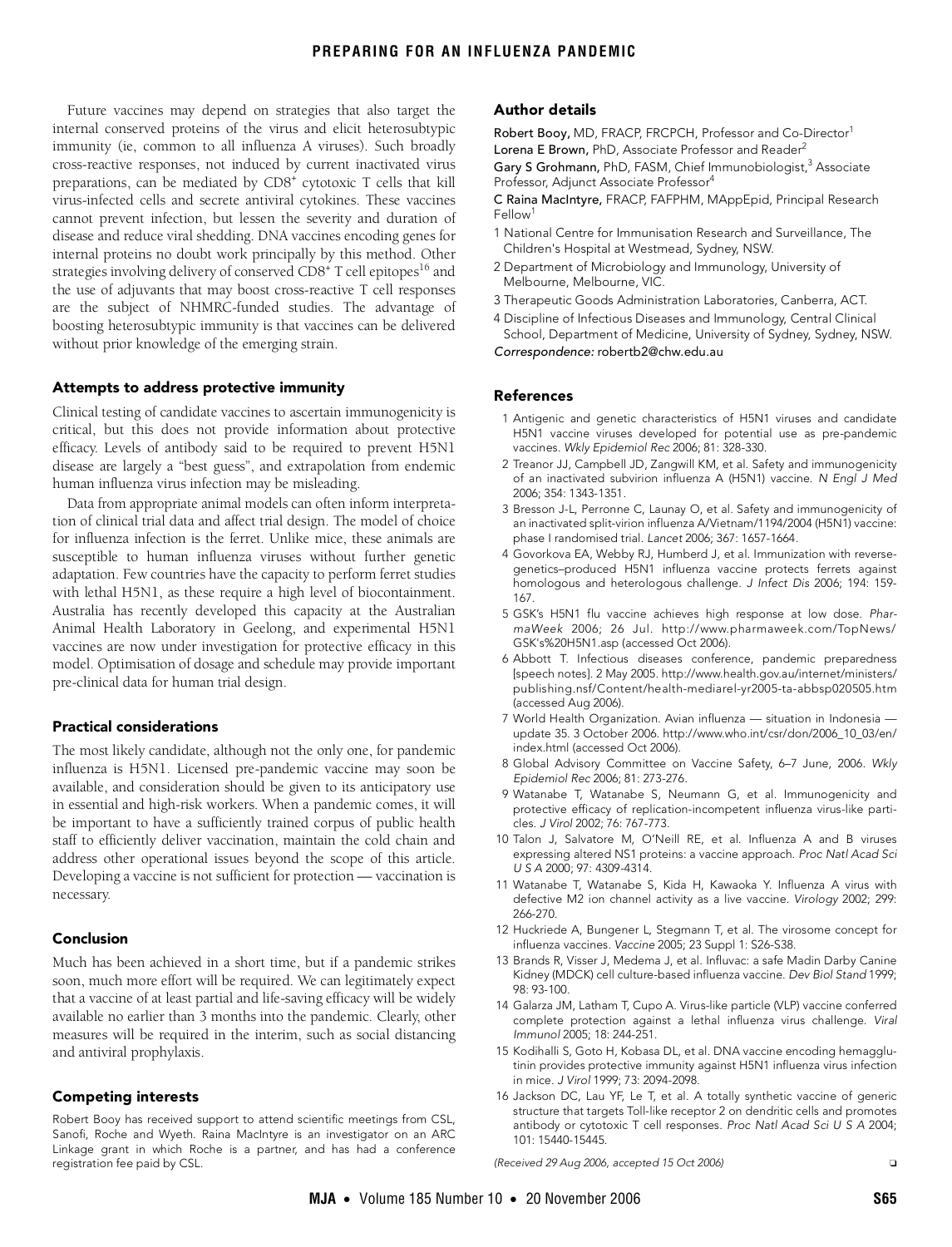Future vaccines may depend on strategies that also target the internal conserved proteins of the virus and elicit heterosubtypic immunity (ie, common to all influenza A viruses). Such broadly cross-reactive responses, not induced by current inactivated virus preparations, can be mediated by $CD8^+$ cytotoxic T cells that kill virus-infected cells and secrete antiviral cytokines. These vaccines cannot prevent infection, but lessen the severity and duration of disease and reduce viral shedding. DNA vaccines encoding genes for internal proteins no doubt work principally by this method. Other strategies involving delivery of conserved $CD8^+$ T cell epitopes[16] and the use of adjuvants that may boost cross-reactive T cell responses are the subject of NHMRC-funded studies. The advantage of boosting heterosubtypic immunity is that vaccines can be delivered without prior knowledge of the emerging strain.

### Attempts to address protective immunity

Clinical testing of candidate vaccines to ascertain immunogenicity is critical, but this does not provide information about protective efficacy. Levels of antibody said to be required to prevent H5N1 disease are largely a "best guess", and extrapolation from endemic human influenza virus infection may be misleading.

Data from appropriate animal models can often inform interpretation of clinical trial data and affect trial design. The model of choice for influenza infection is the ferret. Unlike mice, these animals are susceptible to human influenza viruses without further genetic adaptation. Few countries have the capacity to perform ferret studies with lethal H5N1, as these require a high level of biocontainment. Australia has recently developed this capacity at the Australian Animal Health Laboratory in Geelong, and experimental H5N1 vaccines are now under investigation for protective efficacy in this model. Optimisation of dosage and schedule may provide important pre-clinical data for human trial design.

### Practical considerations

The most likely candidate, although not the only one, for pandemic influenza is H5N1. Licensed pre-pandemic vaccine may soon be available, and consideration should be given to its anticipatory use in essential and high-risk workers. When a pandemic comes, it will be important to have a sufficiently trained corpus of public health staff to efficiently deliver vaccination, maintain the cold chain and address other operational issues beyond the scope of this article. Developing a vaccine is not sufficient for protection — vaccination is necessary.

### Conclusion

Much has been achieved in a short time, but if a pandemic strikes soon, much more effort will be required. We can legitimately expect that a vaccine of at least partial and life-saving efficacy will be widely available no earlier than 3 months into the pandemic. Clearly, other measures will be required in the interim, such as social distancing and antiviral prophylaxis.

### Competing interests

Robert Booy has received support to attend scientific meetings from CSL, Sanofi, Roche and Wyeth. Raina MacIntyre is an investigator on an ARC Linkage grant in which Roche is a partner, and has had a conference registration fee paid by CSL.

### Author details

**Robert Booy**, MD, FRACP, FRCPCH, Professor and Co-Director[1]
**Lorena E Brown**, PhD, Associate Professor and Reader[2]
**Gary S Grohmann**, PhD, FASM, Chief Immunobiologist,[3] Associate Professor, Adjunct Associate Professor[4]
**C Raina MacIntyre**, FRACP, FAFPHM, MAppEpid, Principal Research Fellow[1]

1 National Centre for Immunisation Research and Surveillance, The Children's Hospital at Westmead, Sydney, NSW.
2 Department of Microbiology and Immunology, University of Melbourne, Melbourne, VIC.
3 Therapeutic Goods Administration Laboratories, Canberra, ACT.
4 Discipline of Infectious Diseases and Immunology, Central Clinical School, Department of Medicine, University of Sydney, Sydney, NSW.

*Correspondence:* robertb2@chw.edu.au

### References

1. Antigenic and genetic characteristics of H5N1 viruses and candidate H5N1 vaccine viruses developed for potential use as pre-pandemic vaccines. *Wkly Epidemiol Rec* 2006; 81: 328-330.
2. Treanor JJ, Campbell JD, Zangwill KM, et al. Safety and immunogenicity of an inactivated subvirion influenza A (H5N1) vaccine. *N Engl J Med* 2006; 354: 1343-1351.
3. Bresson J-L, Perronne C, Launay O, et al. Safety and immunogenicity of an inactivated split-virion influenza A/Vietnam/1194/2004 (H5N1) vaccine: phase I randomised trial. *Lancet* 2006; 367: 1657-1664.
4. Govorkova EA, Webby RJ, Humberd J, et al. Immunization with reverse-genetics–produced H5N1 influenza vaccine protects ferrets against homologous and heterologous challenge. *J Infect Dis* 2006; 194: 159-167.
5. GSK's H5N1 flu vaccine achieves high response at low dose. *PharmaWeek* 2006; 26 Jul. http://www.pharmaweek.com/TopNews/GSK's%20H5N1.asp (accessed Oct 2006).
6. Abbott T. Infectious diseases conference, pandemic preparedness [speech notes]. 2 May 2005. http://www.health.gov.au/internet/ministers/publishing.nsf/Content/health-mediarel-yr2005-ta-abbsp020505.htm (accessed Aug 2006).
7. World Health Organization. Avian influenza — situation in Indonesia — update 35. 3 October 2006. http://www.who.int/csr/don/2006_10_03/en/index.html (accessed Oct 2006).
8. Global Advisory Committee on Vaccine Safety, 6–7 June, 2006. *Wkly Epidemiol Rec* 2006; 81: 273-276.
9. Watanabe T, Watanabe S, Neumann G, et al. Immunogenicity and protective efficacy of replication-incompetent influenza virus-like particles. *J Virol* 2002; 76: 767-773.
10. Talon J, Salvatore M, O'Neill RE, et al. Influenza A and B viruses expressing altered NS1 proteins: a vaccine approach. *Proc Natl Acad Sci U S A* 2000; 97: 4309-4314.
11. Watanabe T, Watanabe S, Kida H, Kawaoka Y. Influenza A virus with defective M2 ion channel activity as a live vaccine. *Virology* 2002; 299: 266-270.
12. Huckriede A, Bungener L, Stegmann T, et al. The virosome concept for influenza vaccines. *Vaccine* 2005; 23 Suppl 1: S26-S38.
13. Brands R, Visser J, Medema J, et al. Influvac: a safe Madin Darby Canine Kidney (MDCK) cell culture-based influenza vaccine. *Dev Biol Stand* 1999; 98: 93-100.
14. Galarza JM, Latham T, Cupo A. Virus-like particle (VLP) vaccine conferred complete protection against a lethal influenza virus challenge. *Viral Immunol* 2005; 18: 244-251.
15. Kodihalli S, Goto H, Kobasa DL, et al. DNA vaccine encoding hemagglutinin provides protective immunity against H5N1 influenza virus infection in mice. *J Virol* 1999; 73: 2094-2098.
16. Jackson DC, Lau YF, Le T, et al. A totally synthetic vaccine of generic structure that targets Toll-like receptor 2 on dendritic cells and promotes antibody or cytotoxic T cell responses. *Proc Natl Acad Sci U S A* 2004; 101: 15440-15445.

*(Received 29 Aug 2006, accepted 15 Oct 2006)*